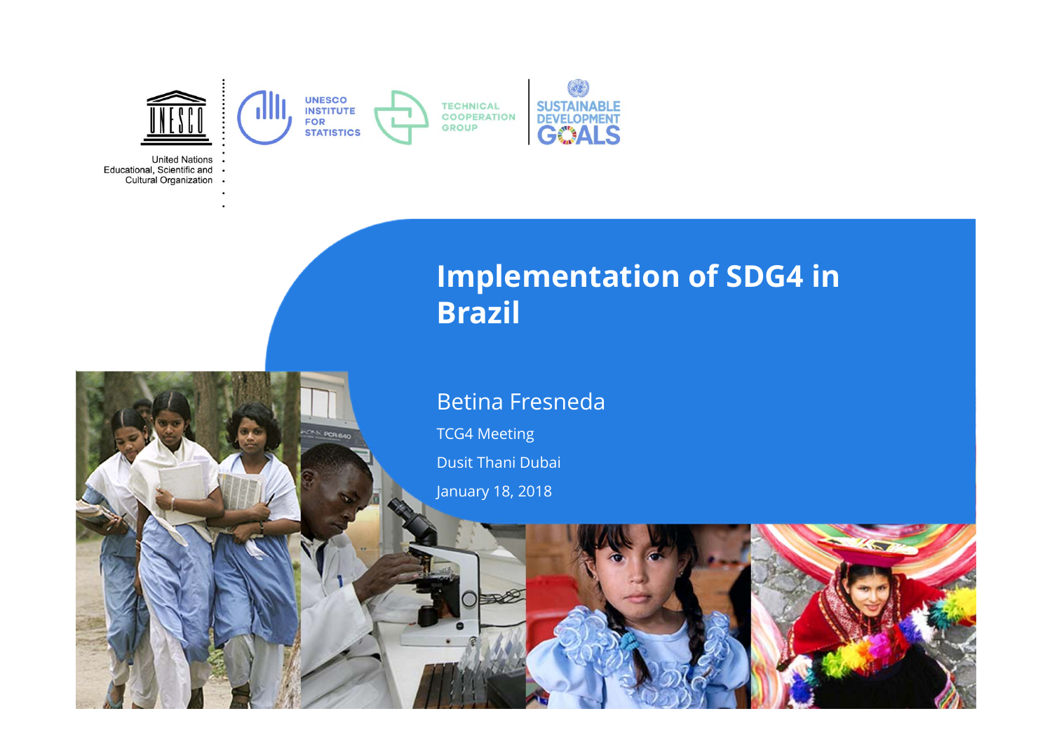United Nations Educational, Scientific and Cultural Organization

UNESCO INSTITUTE FOR STATISTICS

TECHNICAL COOPERATION GROUP

SUSTAINABLE DEVELOPMENT GOALS

# Implementation of SDG4 in Brazil

Betina Fresneda

TCG4 Meeting

Dusit Thani Dubai

January 18, 2018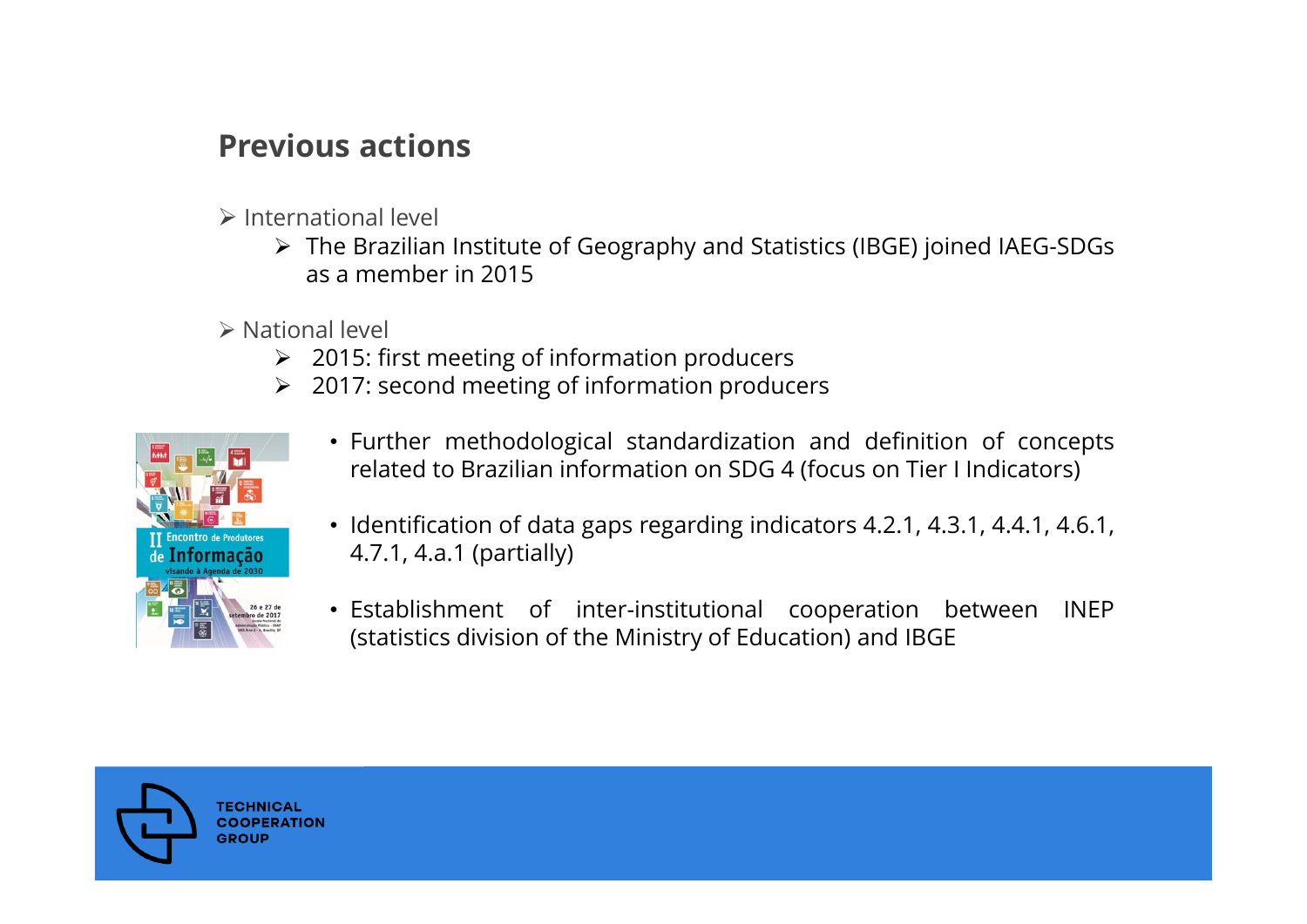## Previous actions

- International level
  - The Brazilian Institute of Geography and Statistics (IBGE) joined IAEG-SDGs as a member in 2015

- National level
  - 2015: first meeting of information producers
  - 2017: second meeting of information producers

    - Further methodological standardization and definition of concepts related to Brazilian information on SDG 4 (focus on Tier I Indicators)
    - Identification of data gaps regarding indicators 4.2.1, 4.3.1, 4.4.1, 4.6.1, 4.7.1, 4.a.1 (partially)
    - Establishment of inter-institutional cooperation between INEP (statistics division of the Ministry of Education) and IBGE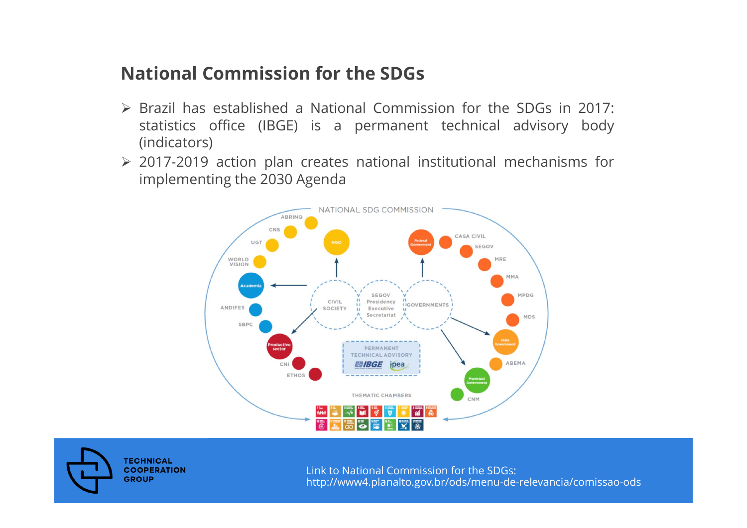## National Commission for the SDGs

- Brazil has established a National Commission for the SDGs in 2017: statistics office (IBGE) is a permanent technical advisory body (indicators)
- 2017-2019 action plan creates national institutional mechanisms for implementing the 2030 Agenda

NATIONAL SDG COMMISSION

ABRINQ
CNS
UGT
WORLD VISION
NGO
Academia
ANDIFES
SBPC
Productive sector
CNI
ETHOS
CIVIL SOCIETY
SEGOV Presidency Executive Secretariat
GOVERNMENTS
Federal Government
CASA CIVIL
SEGOV
MRE
MMA
MPDG
MDS
State Government
ABEMA
Municipal Government
CNM
PERMANENT TECHNICAL ADVISORY
IBGE
ipea
THEMATIC CHAMBERS

Link to National Commission for the SDGs:
http://www4.planalto.gov.br/ods/menu-de-relevancia/comissao-ods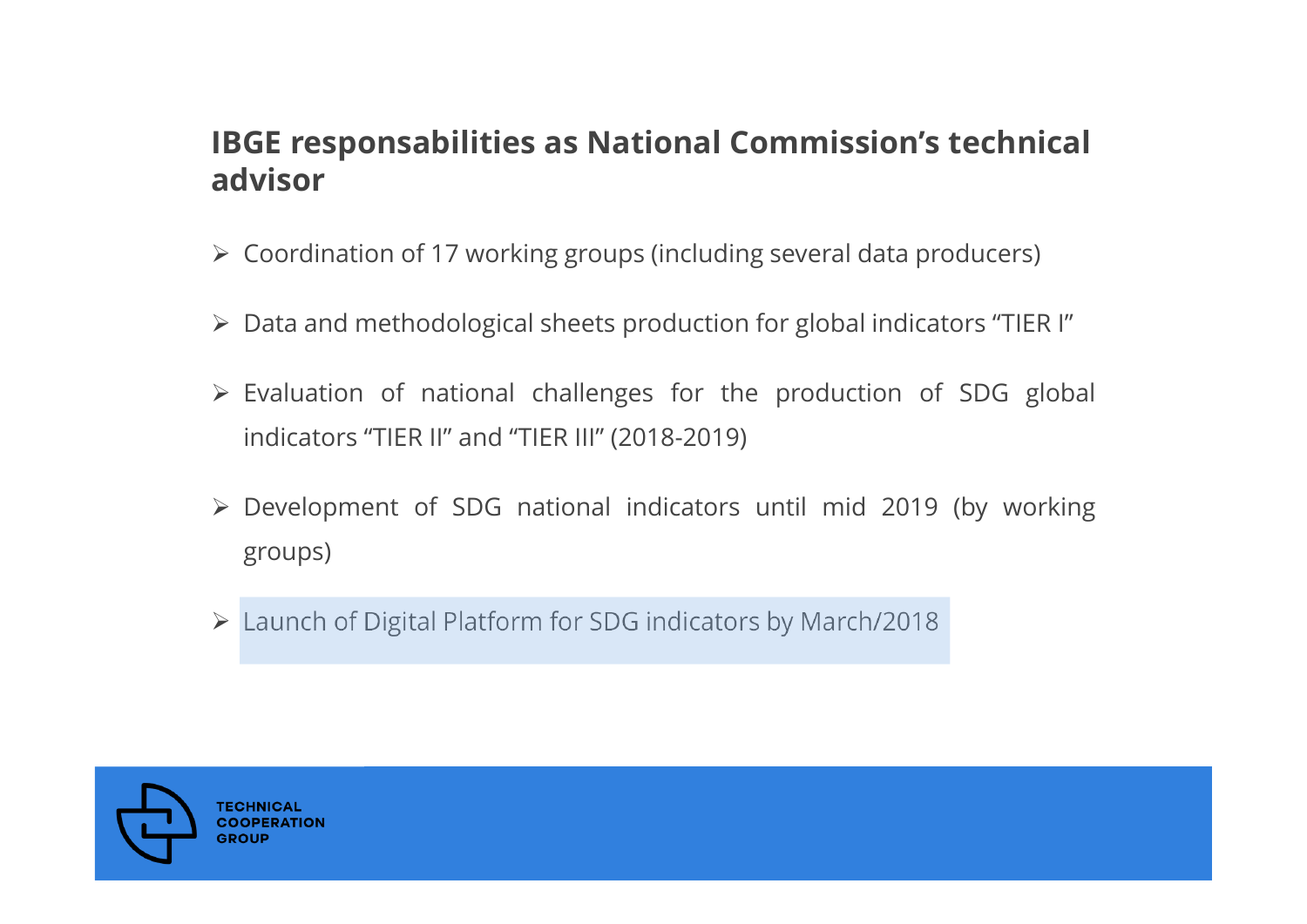## IBGE responsabilities as National Commission's technical advisor

- Coordination of 17 working groups (including several data producers)
- Data and methodological sheets production for global indicators "TIER I"
- Evaluation of national challenges for the production of SDG global indicators "TIER II" and "TIER III" (2018-2019)
- Development of SDG national indicators until mid 2019 (by working groups)
- Launch of Digital Platform for SDG indicators by March/2018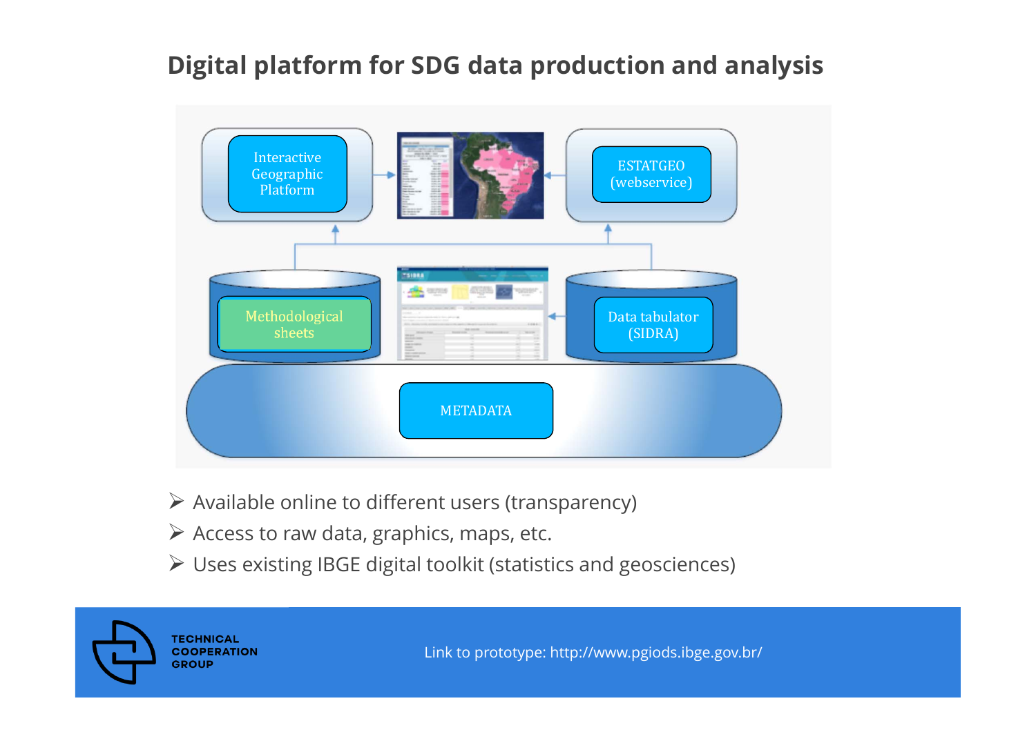# Digital platform for SDG data production and analysis

Interactive Geographic Platform

ESTATGEO (webservice)

Methodological sheets

Data tabulator (SIDRA)

METADATA

- Available online to different users (transparency)
- Access to raw data, graphics, maps, etc.
- Uses existing IBGE digital toolkit (statistics and geosciences)

TECHNICAL COOPERATION GROUP

Link to prototype: http://www.pgiods.ibge.gov.br/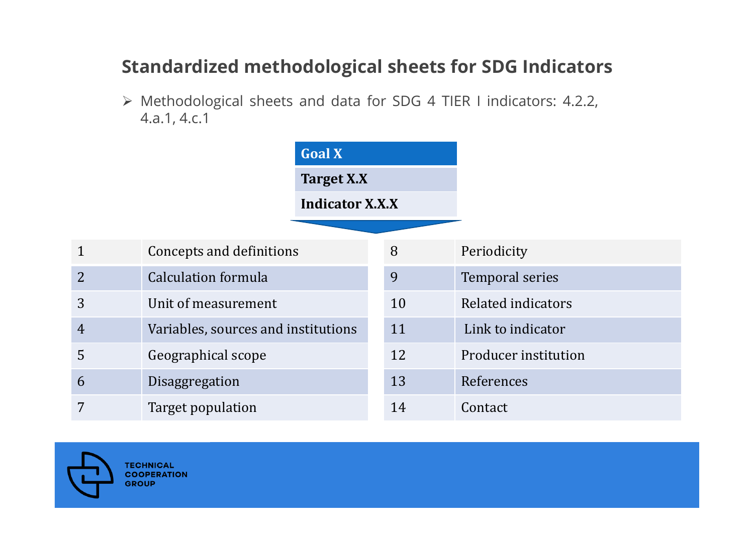## Standardized methodological sheets for SDG Indicators

- Methodological sheets and data for SDG 4 TIER I indicators: 4.2.2, 4.a.1, 4.c.1

| Goal X |
|---|
| Target X.X |
| Indicator X.X.X |

| | | | |
|---|---|---|---|
| 1 | Concepts and definitions | 8 | Periodicity |
| 2 | Calculation formula | 9 | Temporal series |
| 3 | Unit of measurement | 10 | Related indicators |
| 4 | Variables, sources and institutions | 11 | Link to indicator |
| 5 | Geographical scope | 12 | Producer institution |
| 6 | Disaggregation | 13 | References |
| 7 | Target population | 14 | Contact |

TECHNICAL COOPERATION GROUP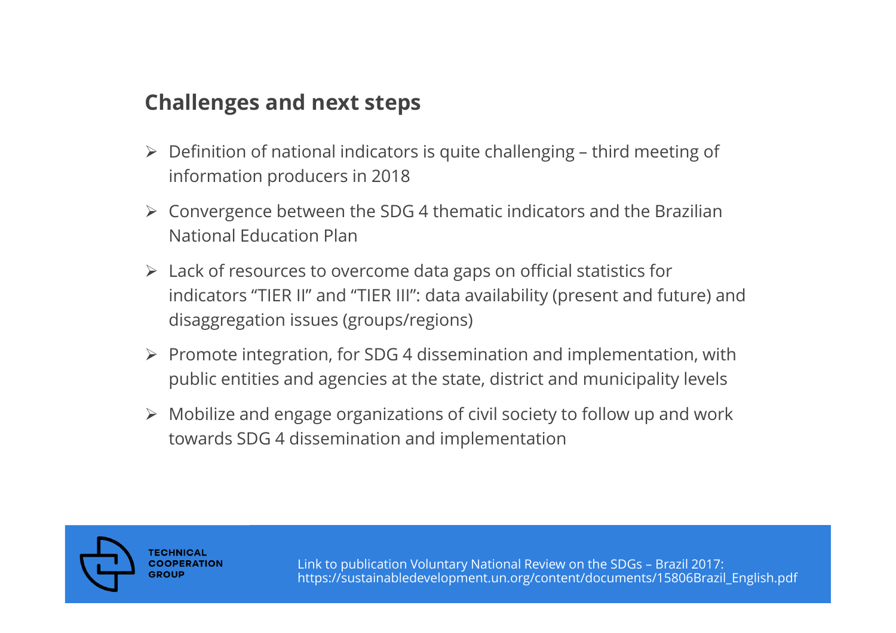## Challenges and next steps

- Definition of national indicators is quite challenging – third meeting of information producers in 2018
- Convergence between the SDG 4 thematic indicators and the Brazilian National Education Plan
- Lack of resources to overcome data gaps on official statistics for indicators "TIER II" and "TIER III": data availability (present and future) and disaggregation issues (groups/regions)
- Promote integration, for SDG 4 dissemination and implementation, with public entities and agencies at the state, district and municipality levels
- Mobilize and engage organizations of civil society to follow up and work towards SDG 4 dissemination and implementation

TECHNICAL COOPERATION GROUP

Link to publication Voluntary National Review on the SDGs – Brazil 2017: https://sustainabledevelopment.un.org/content/documents/15806Brazil_English.pdf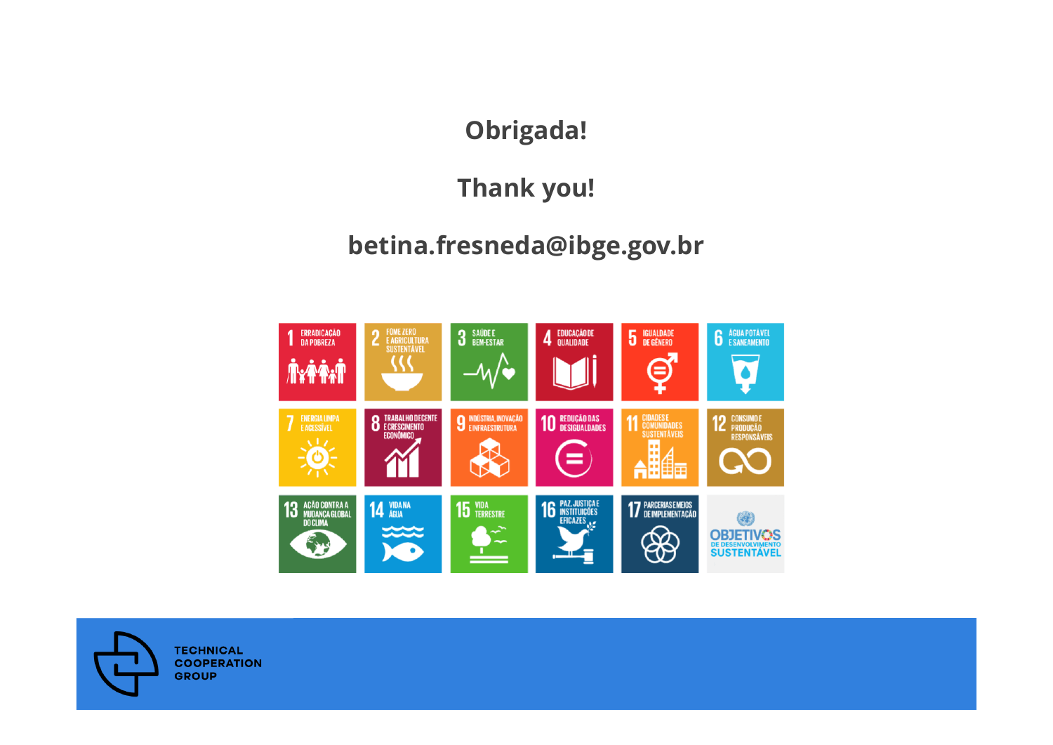**Obrigada!**

**Thank you!**

**betina.fresneda@ibge.gov.br**

1 ERRADICAÇÃO DA POBREZA

2 FOME ZERO E AGRICULTURA SUSTENTÁVEL

3 SAÚDE E BEM-ESTAR

4 EDUCAÇÃO DE QUALIDADE

5 IGUALDADE DE GÊNERO

6 ÁGUA POTÁVEL E SANEAMENTO

7 ENERGIA LIMPA E ACESSÍVEL

8 TRABALHO DECENTE E CRESCIMENTO ECONÔMICO

9 INDÚSTRIA, INOVAÇÃO E INFRAESTRUTURA

10 REDUÇÃO DAS DESIGUALDADES

11 CIDADES E COMUNIDADES SUSTENTÁVEIS

12 CONSUMO E PRODUÇÃO RESPONSÁVEIS

13 AÇÃO CONTRA A MUDANÇA GLOBAL DO CLIMA

14 VIDA NA ÁGUA

15 VIDA TERRESTRE

16 PAZ, JUSTIÇA E INSTITUIÇÕES EFICAZES

17 PARCERIAS E MEIOS DE IMPLEMENTAÇÃO

OBJETIVOS DE DESENVOLVIMENTO SUSTENTÁVEL

TECHNICAL COOPERATION GROUP